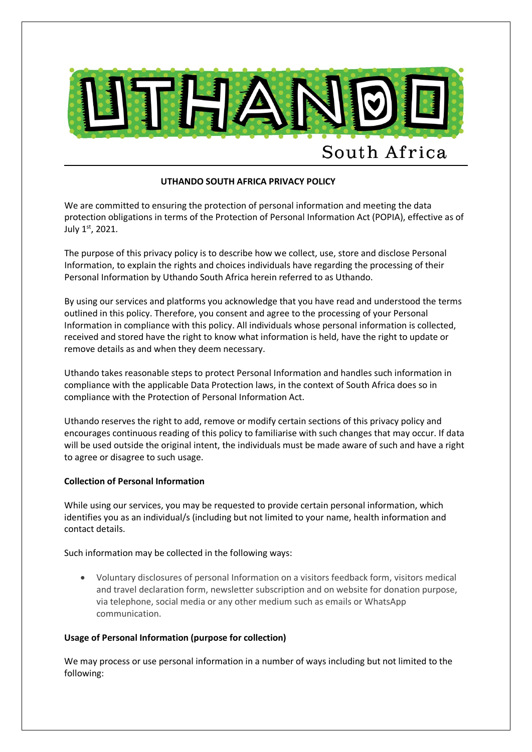UTHANDO

South Africa

**UTHANDO SOUTH AFRICA PRIVACY POLICY**

We are committed to ensuring the protection of personal information and meeting the data protection obligations in terms of the Protection of Personal Information Act (POPIA), effective as of July 1st, 2021.

The purpose of this privacy policy is to describe how we collect, use, store and disclose Personal Information, to explain the rights and choices individuals have regarding the processing of their Personal Information by Uthando South Africa herein referred to as Uthando.

By using our services and platforms you acknowledge that you have read and understood the terms outlined in this policy. Therefore, you consent and agree to the processing of your Personal Information in compliance with this policy. All individuals whose personal information is collected, received and stored have the right to know what information is held, have the right to update or remove details as and when they deem necessary.

Uthando takes reasonable steps to protect Personal Information and handles such information in compliance with the applicable Data Protection laws, in the context of South Africa does so in compliance with the Protection of Personal Information Act.

Uthando reserves the right to add, remove or modify certain sections of this privacy policy and encourages continuous reading of this policy to familiarise with such changes that may occur. If data will be used outside the original intent, the individuals must be made aware of such and have a right to agree or disagree to such usage.

**Collection of Personal Information**

While using our services, you may be requested to provide certain personal information, which identifies you as an individual/s (including but not limited to your name, health information and contact details.

Such information may be collected in the following ways:

- Voluntary disclosures of personal Information on a visitors feedback form, visitors medical and travel declaration form, newsletter subscription and on website for donation purpose, via telephone, social media or any other medium such as emails or WhatsApp communication.

**Usage of Personal Information (purpose for collection)**

We may process or use personal information in a number of ways including but not limited to the following: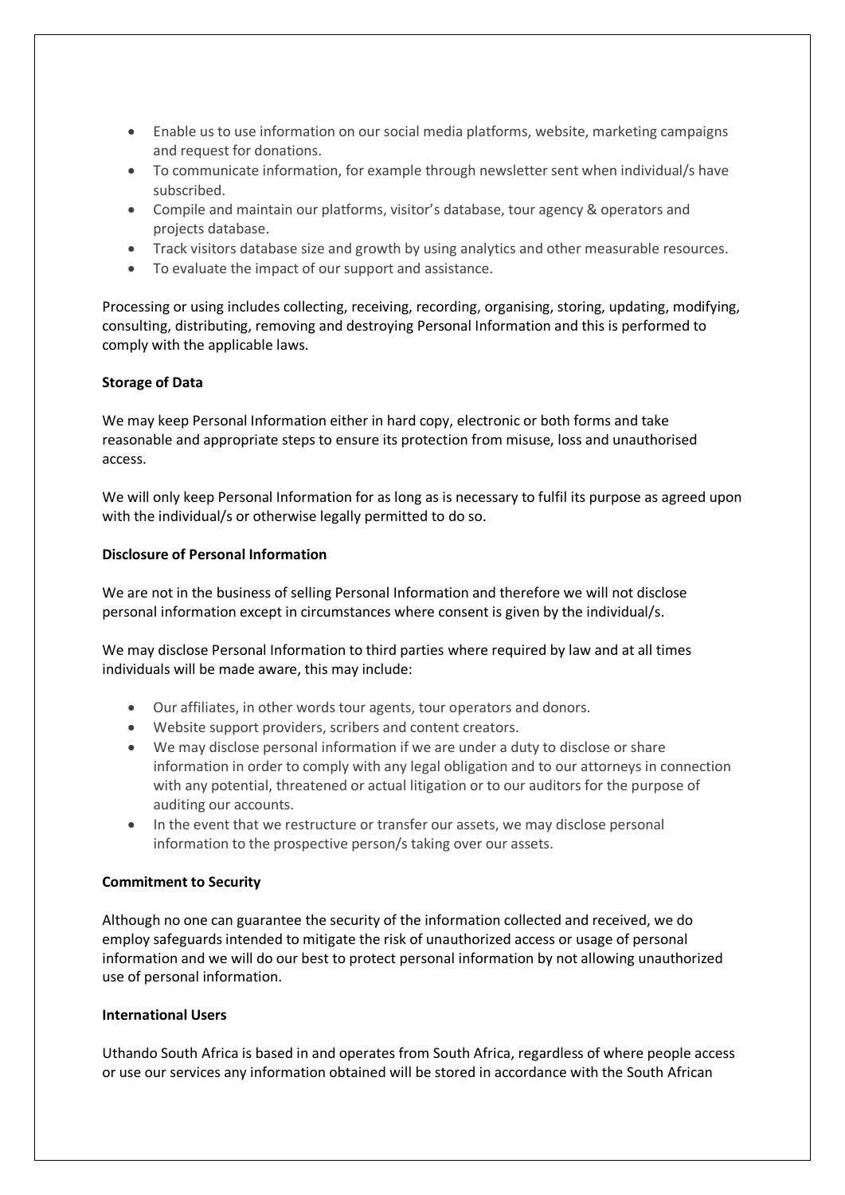- Enable us to use information on our social media platforms, website, marketing campaigns and request for donations.
- To communicate information, for example through newsletter sent when individual/s have subscribed.
- Compile and maintain our platforms, visitor's database, tour agency & operators and projects database.
- Track visitors database size and growth by using analytics and other measurable resources.
- To evaluate the impact of our support and assistance.

Processing or using includes collecting, receiving, recording, organising, storing, updating, modifying, consulting, distributing, removing and destroying Personal Information and this is performed to comply with the applicable laws.

**Storage of Data**

We may keep Personal Information either in hard copy, electronic or both forms and take reasonable and appropriate steps to ensure its protection from misuse, loss and unauthorised access.

We will only keep Personal Information for as long as is necessary to fulfil its purpose as agreed upon with the individual/s or otherwise legally permitted to do so.

**Disclosure of Personal Information**

We are not in the business of selling Personal Information and therefore we will not disclose personal information except in circumstances where consent is given by the individual/s.

We may disclose Personal Information to third parties where required by law and at all times individuals will be made aware, this may include:

- Our affiliates, in other words tour agents, tour operators and donors.
- Website support providers, scribers and content creators.
- We may disclose personal information if we are under a duty to disclose or share information in order to comply with any legal obligation and to our attorneys in connection with any potential, threatened or actual litigation or to our auditors for the purpose of auditing our accounts.
- In the event that we restructure or transfer our assets, we may disclose personal information to the prospective person/s taking over our assets.

**Commitment to Security**

Although no one can guarantee the security of the information collected and received, we do employ safeguards intended to mitigate the risk of unauthorized access or usage of personal information and we will do our best to protect personal information by not allowing unauthorized use of personal information.

**International Users**

Uthando South Africa is based in and operates from South Africa, regardless of where people access or use our services any information obtained will be stored in accordance with the South African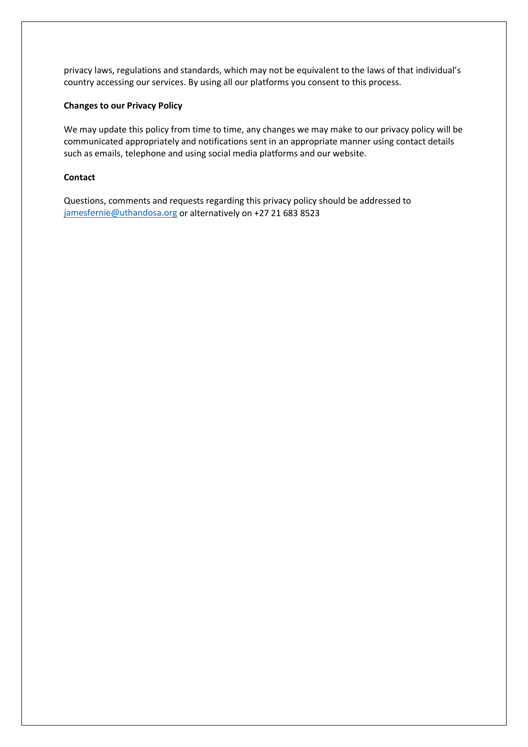privacy laws, regulations and standards, which may not be equivalent to the laws of that individual's country accessing our services. By using all our platforms you consent to this process.

**Changes to our Privacy Policy**

We may update this policy from time to time, any changes we may make to our privacy policy will be communicated appropriately and notifications sent in an appropriate manner using contact details such as emails, telephone and using social media platforms and our website.

**Contact**

Questions, comments and requests regarding this privacy policy should be addressed to jamesfernie@uthandosa.org or alternatively on +27 21 683 8523